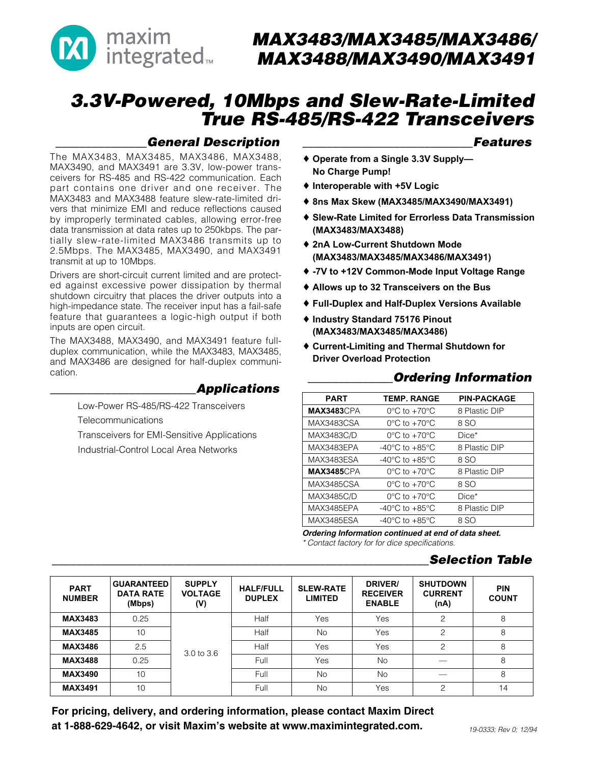# MAX3483/MAX3485/MAX3486/MAX3488/MAX3490/MAX3491

# 3.3V-Powered, 10Mbps and Slew-Rate-Limited True RS-485/RS-422 Transceivers

## General Description

The MAX3483, MAX3485, MAX3486, MAX3488, MAX3490, and MAX3491 are 3.3V, low-power transceivers for RS-485 and RS-422 communication. Each part contains one driver and one receiver. The MAX3483 and MAX3488 feature slew-rate-limited drivers that minimize EMI and reduce reflections caused by improperly terminated cables, allowing error-free data transmission at data rates up to 250kbps. The partially slew-rate-limited MAX3486 transmits up to 2.5Mbps. The MAX3485, MAX3490, and MAX3491 transmit at up to 10Mbps.

Drivers are short-circuit current limited and are protected against excessive power dissipation by thermal shutdown circuitry that places the driver outputs into a high-impedance state. The receiver input has a fail-safe feature that guarantees a logic-high output if both inputs are open circuit.

The MAX3488, MAX3490, and MAX3491 feature full-duplex communication, while the MAX3483, MAX3485, and MAX3486 are designed for half-duplex communication.

## Applications

Low-Power RS-485/RS-422 Transceivers

Telecommunications

Transceivers for EMI-Sensitive Applications

Industrial-Control Local Area Networks

## Features

- ♦ **Operate from a Single 3.3V Supply— No Charge Pump!**
- ♦ **Interoperable with +5V Logic**
- ♦ **8ns Max Skew (MAX3485/MAX3490/MAX3491)**
- ♦ **Slew-Rate Limited for Errorless Data Transmission (MAX3483/MAX3488)**
- ♦ **2nA Low-Current Shutdown Mode (MAX3483/MAX3485/MAX3486/MAX3491)**
- ♦ **-7V to +12V Common-Mode Input Voltage Range**
- ♦ **Allows up to 32 Transceivers on the Bus**
- ♦ **Full-Duplex and Half-Duplex Versions Available**
- ♦ **Industry Standard 75176 Pinout (MAX3483/MAX3485/MAX3486)**
- ♦ **Current-Limiting and Thermal Shutdown for Driver Overload Protection**

## Ordering Information

| PART | TEMP. RANGE | PIN-PACKAGE |
|---|---|---|
| **MAX3483**CPA | 0°C to +70°C | 8 Plastic DIP |
| MAX3483CSA | 0°C to +70°C | 8 SO |
| MAX3483C/D | 0°C to +70°C | Dice* |
| MAX3483EPA | -40°C to +85°C | 8 Plastic DIP |
| MAX3483ESA | -40°C to +85°C | 8 SO |
| **MAX3485**CPA | 0°C to +70°C | 8 Plastic DIP |
| MAX3485CSA | 0°C to +70°C | 8 SO |
| MAX3485C/D | 0°C to +70°C | Dice* |
| MAX3485EPA | -40°C to +85°C | 8 Plastic DIP |
| MAX3485ESA | -40°C to +85°C | 8 SO |

***Ordering Information continued at end of data sheet.***

*\* Contact factory for for dice specifications.*

## Selection Table

| PART NUMBER | GUARANTEED DATA RATE (Mbps) | SUPPLY VOLTAGE (V) | HALF/FULL DUPLEX | SLEW-RATE LIMITED | DRIVER/ RECEIVER ENABLE | SHUTDOWN CURRENT (nA) | PIN COUNT |
|---|---|---|---|---|---|---|---|
| **MAX3483** | 0.25 | 3.0 to 3.6 | Half | Yes | Yes | 2 | 8 |
| **MAX3485** | 10 | 3.0 to 3.6 | Half | No | Yes | 2 | 8 |
| **MAX3486** | 2.5 | 3.0 to 3.6 | Half | Yes | Yes | 2 | 8 |
| **MAX3488** | 0.25 | 3.0 to 3.6 | Full | Yes | No | — | 8 |
| **MAX3490** | 10 | 3.0 to 3.6 | Full | No | No | — | 8 |
| **MAX3491** | 10 | 3.0 to 3.6 | Full | No | Yes | 2 | 14 |

**For pricing, delivery, and ordering information, please contact Maxim Direct at 1-888-629-4642, or visit Maxim's website at www.maximintegrated.com.**

*19-0333; Rev 0; 12/94*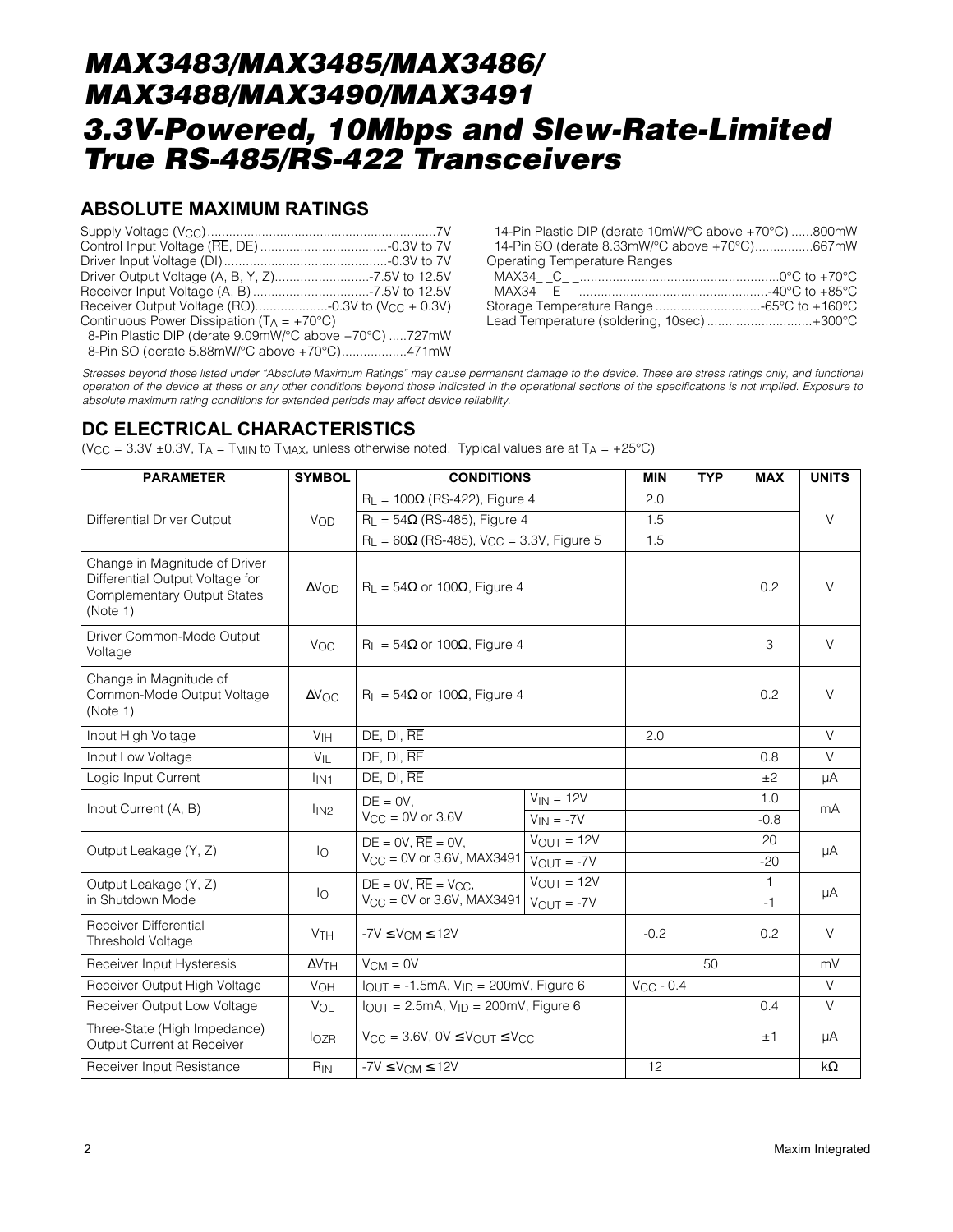## ABSOLUTE MAXIMUM RATINGS

Supply Voltage ($V_{CC}$) ..............................................................7V
Control Input Voltage ($\overline{RE}$, DE) ...................................-0.3V to 7V
Driver Input Voltage (DI).............................................-0.3V to 7V
Driver Output Voltage (A, B, Y, Z)..........................-7.5V to 12.5V
Receiver Input Voltage (A, B) ................................-7.5V to 12.5V
Receiver Output Voltage (RO)....................-0.3V to ($V_{CC}$ + 0.3V)
Continuous Power Dissipation ($T_A$ = +70°C)
8-Pin Plastic DIP (derate 9.09mW/°C above +70°C) .....727mW
8-Pin SO (derate 5.88mW/°C above +70°C)..................471mW
14-Pin Plastic DIP (derate 10mW/°C above +70°C) ......800mW
14-Pin SO (derate 8.33mW/°C above +70°C)................667mW
Operating Temperature Ranges
MAX34_ _C_ _......................................................0°C to +70°C
MAX34_ _E_ _....................................................-40°C to +85°C
Storage Temperature Range .............................-65°C to +160°C
Lead Temperature (soldering, 10sec) .............................+300°C

*Stresses beyond those listed under “Absolute Maximum Ratings” may cause permanent damage to the device. These are stress ratings only, and functional operation of the device at these or any other conditions beyond those indicated in the operational sections of the specifications is not implied. Exposure to absolute maximum rating conditions for extended periods may affect device reliability.*

## DC ELECTRICAL CHARACTERISTICS

($V_{CC}$ = 3.3V ±0.3V, $T_A$ = $T_{MIN}$ to $T_{MAX}$, unless otherwise noted. Typical values are at $T_A$ = +25°C)

| PARAMETER | SYMBOL | CONDITIONS | | MIN | TYP | MAX | UNITS |
|---|---|---|---|---|---|---|---|
| Differential Driver Output | $V_{OD}$ | $R_L$ = 100Ω (RS-422), Figure 4 | | 2.0 | | | V |
| | | $R_L$ = 54Ω (RS-485), Figure 4 | | 1.5 | | | |
| | | $R_L$ = 60Ω (RS-485), $V_{CC}$ = 3.3V, Figure 5 | | 1.5 | | | |
| Change in Magnitude of Driver Differential Output Voltage for Complementary Output States (Note 1) | $\Delta V_{OD}$ | $R_L$ = 54Ω or 100Ω, Figure 4 | | | | 0.2 | V |
| Driver Common-Mode Output Voltage | $V_{OC}$ | $R_L$ = 54Ω or 100Ω, Figure 4 | | | | 3 | V |
| Change in Magnitude of Common-Mode Output Voltage (Note 1) | $\Delta V_{OC}$ | $R_L$ = 54Ω or 100Ω, Figure 4 | | | | 0.2 | V |
| Input High Voltage | $V_{IH}$ | DE, DI, $\overline{RE}$ | | 2.0 | | | V |
| Input Low Voltage | $V_{IL}$ | DE, DI, $\overline{RE}$ | | | | 0.8 | V |
| Logic Input Current | $I_{IN1}$ | DE, DI, $\overline{RE}$ | | | | ±2 | µA |
| Input Current (A, B) | $I_{IN2}$ | DE = 0V, $V_{CC}$ = 0V or 3.6V | $V_{IN}$ = 12V | | | 1.0 | mA |
| | | | $V_{IN}$ = -7V | | | -0.8 | |
| Output Leakage (Y, Z) | $I_O$ | DE = 0V, $\overline{RE}$ = 0V, $V_{CC}$ = 0V or 3.6V, MAX3491 | $V_{OUT}$ = 12V | | | 20 | µA |
| | | | $V_{OUT}$ = -7V | | | -20 | |
| Output Leakage (Y, Z) in Shutdown Mode | $I_O$ | DE = 0V, $\overline{RE}$ = $V_{CC}$, $V_{CC}$ = 0V or 3.6V, MAX3491 | $V_{OUT}$ = 12V | | | 1 | µA |
| | | | $V_{OUT}$ = -7V | | | -1 | |
| Receiver Differential Threshold Voltage | $V_{TH}$ | -7V ≤ $V_{CM}$ ≤ 12V | | -0.2 | | 0.2 | V |
| Receiver Input Hysteresis | $\Delta V_{TH}$ | $V_{CM}$ = 0V | | | 50 | | mV |
| Receiver Output High Voltage | $V_{OH}$ | $I_{OUT}$ = -1.5mA, $V_{ID}$ = 200mV, Figure 6 | | $V_{CC}$ - 0.4 | | | V |
| Receiver Output Low Voltage | $V_{OL}$ | $I_{OUT}$ = 2.5mA, $V_{ID}$ = 200mV, Figure 6 | | | | 0.4 | V |
| Three-State (High Impedance) Output Current at Receiver | $I_{OZR}$ | $V_{CC}$ = 3.6V, 0V ≤ $V_{OUT}$ ≤ $V_{CC}$ | | | | ±1 | µA |
| Receiver Input Resistance | $R_{IN}$ | -7V ≤ $V_{CM}$ ≤ 12V | | 12 | | | kΩ |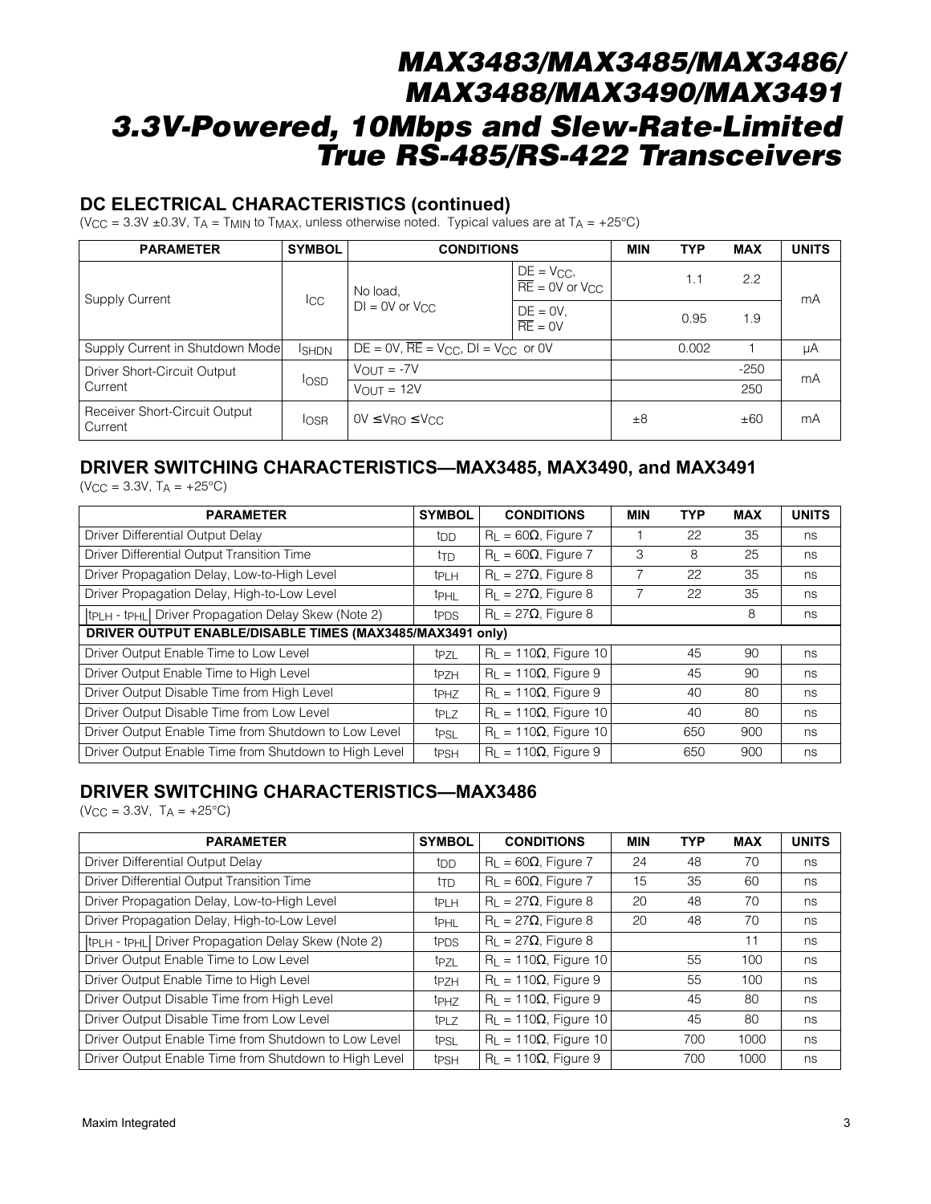## DC ELECTRICAL CHARACTERISTICS (continued)

($V_{CC}$ = 3.3V ±0.3V, $T_A$ = $T_{MIN}$ to $T_{MAX}$, unless otherwise noted. Typical values are at $T_A$ = +25°C)

| PARAMETER | SYMBOL | CONDITIONS | | MIN | TYP | MAX | UNITS |
|---|---|---|---|---|---|---|---|
| Supply Current | $I_{CC}$ | No load, DI = 0V or $V_{CC}$ | DE = $V_{CC}$, $\overline{RE}$ = 0V or $V_{CC}$ | | 1.1 | 2.2 | mA |
| | | | DE = 0V, $\overline{RE}$ = 0V | | 0.95 | 1.9 | |
| Supply Current in Shutdown Mode | $I_{SHDN}$ | DE = 0V, $\overline{RE}$ = $V_{CC}$, DI = $V_{CC}$ or 0V | | | 0.002 | 1 | µA |
| Driver Short-Circuit Output Current | $I_{OSD}$ | $V_{OUT}$ = -7V | | | | -250 | mA |
| | | $V_{OUT}$ = 12V | | | | 250 | |
| Receiver Short-Circuit Output Current | $I_{OSR}$ | 0V ≤ $V_{RO}$ ≤ $V_{CC}$ | | ±8 | | ±60 | mA |

## DRIVER SWITCHING CHARACTERISTICS—MAX3485, MAX3490, and MAX3491

($V_{CC}$ = 3.3V, $T_A$ = +25°C)

| PARAMETER | SYMBOL | CONDITIONS | MIN | TYP | MAX | UNITS |
|---|---|---|---|---|---|---|
| Driver Differential Output Delay | $t_{DD}$ | $R_L$ = 60Ω, Figure 7 | 1 | 22 | 35 | ns |
| Driver Differential Output Transition Time | $t_{TD}$ | $R_L$ = 60Ω, Figure 7 | 3 | 8 | 25 | ns |
| Driver Propagation Delay, Low-to-High Level | $t_{PLH}$ | $R_L$ = 27Ω, Figure 8 | 7 | 22 | 35 | ns |
| Driver Propagation Delay, High-to-Low Level | $t_{PHL}$ | $R_L$ = 27Ω, Figure 8 | 7 | 22 | 35 | ns |
| $\lvert t_{PLH} - t_{PHL} \rvert$ Driver Propagation Delay Skew (Note 2) | $t_{PDS}$ | $R_L$ = 27Ω, Figure 8 | | | 8 | ns |
| **DRIVER OUTPUT ENABLE/DISABLE TIMES (MAX3485/MAX3491 only)** | | | | | | |
| Driver Output Enable Time to Low Level | $t_{PZL}$ | $R_L$ = 110Ω, Figure 10 | | 45 | 90 | ns |
| Driver Output Enable Time to High Level | $t_{PZH}$ | $R_L$ = 110Ω, Figure 9 | | 45 | 90 | ns |
| Driver Output Disable Time from High Level | $t_{PHZ}$ | $R_L$ = 110Ω, Figure 9 | | 40 | 80 | ns |
| Driver Output Disable Time from Low Level | $t_{PLZ}$ | $R_L$ = 110Ω, Figure 10 | | 40 | 80 | ns |
| Driver Output Enable Time from Shutdown to Low Level | $t_{PSL}$ | $R_L$ = 110Ω, Figure 10 | | 650 | 900 | ns |
| Driver Output Enable Time from Shutdown to High Level | $t_{PSH}$ | $R_L$ = 110Ω, Figure 9 | | 650 | 900 | ns |

## DRIVER SWITCHING CHARACTERISTICS—MAX3486

($V_{CC}$ = 3.3V, $T_A$ = +25°C)

| PARAMETER | SYMBOL | CONDITIONS | MIN | TYP | MAX | UNITS |
|---|---|---|---|---|---|---|
| Driver Differential Output Delay | $t_{DD}$ | $R_L$ = 60Ω, Figure 7 | 24 | 48 | 70 | ns |
| Driver Differential Output Transition Time | $t_{TD}$ | $R_L$ = 60Ω, Figure 7 | 15 | 35 | 60 | ns |
| Driver Propagation Delay, Low-to-High Level | $t_{PLH}$ | $R_L$ = 27Ω, Figure 8 | 20 | 48 | 70 | ns |
| Driver Propagation Delay, High-to-Low Level | $t_{PHL}$ | $R_L$ = 27Ω, Figure 8 | 20 | 48 | 70 | ns |
| $\lvert t_{PLH} - t_{PHL} \rvert$ Driver Propagation Delay Skew (Note 2) | $t_{PDS}$ | $R_L$ = 27Ω, Figure 8 | | | 11 | ns |
| Driver Output Enable Time to Low Level | $t_{PZL}$ | $R_L$ = 110Ω, Figure 10 | | 55 | 100 | ns |
| Driver Output Enable Time to High Level | $t_{PZH}$ | $R_L$ = 110Ω, Figure 9 | | 55 | 100 | ns |
| Driver Output Disable Time from High Level | $t_{PHZ}$ | $R_L$ = 110Ω, Figure 9 | | 45 | 80 | ns |
| Driver Output Disable Time from Low Level | $t_{PLZ}$ | $R_L$ = 110Ω, Figure 10 | | 45 | 80 | ns |
| Driver Output Enable Time from Shutdown to Low Level | $t_{PSL}$ | $R_L$ = 110Ω, Figure 10 | | 700 | 1000 | ns |
| Driver Output Enable Time from Shutdown to High Level | $t_{PSH}$ | $R_L$ = 110Ω, Figure 9 | | 700 | 1000 | ns |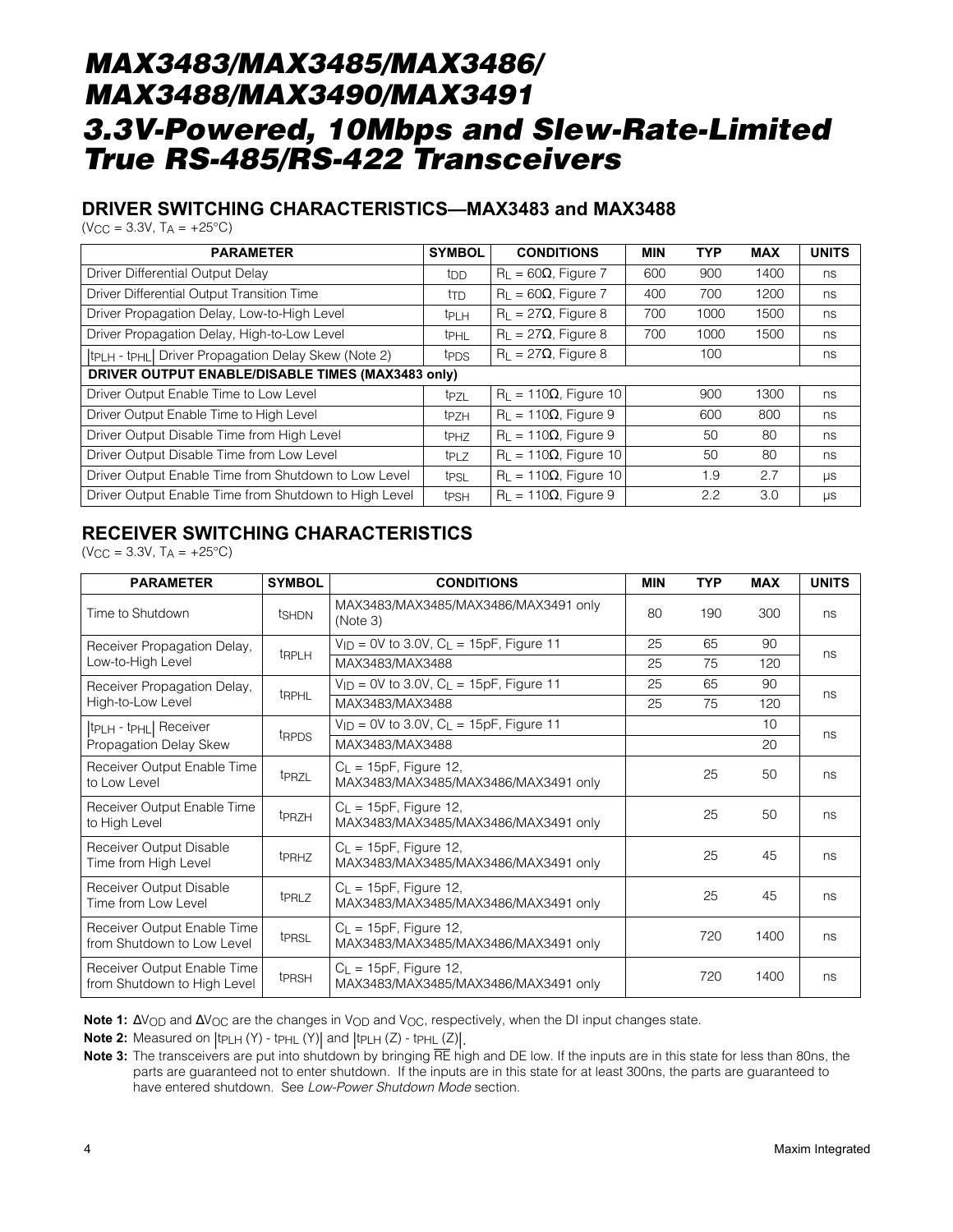## DRIVER SWITCHING CHARACTERISTICS—MAX3483 and MAX3488

($V_{CC}$ = 3.3V, $T_A$ = +25°C)

| PARAMETER | SYMBOL | CONDITIONS | MIN | TYP | MAX | UNITS |
|---|---|---|---|---|---|---|
| Driver Differential Output Delay | $t_{DD}$ | $R_L = 60\Omega$, Figure 7 | 600 | 900 | 1400 | ns |
| Driver Differential Output Transition Time | $t_{TD}$ | $R_L = 60\Omega$, Figure 7 | 400 | 700 | 1200 | ns |
| Driver Propagation Delay, Low-to-High Level | $t_{PLH}$ | $R_L = 27\Omega$, Figure 8 | 700 | 1000 | 1500 | ns |
| Driver Propagation Delay, High-to-Low Level | $t_{PHL}$ | $R_L = 27\Omega$, Figure 8 | 700 | 1000 | 1500 | ns |
| $\lvert t_{PLH} - t_{PHL} \rvert$ Driver Propagation Delay Skew (Note 2) | $t_{PDS}$ | $R_L = 27\Omega$, Figure 8 | | 100 | | ns |
| **DRIVER OUTPUT ENABLE/DISABLE TIMES (MAX3483 only)** | | | | | | |
| Driver Output Enable Time to Low Level | $t_{PZL}$ | $R_L = 110\Omega$, Figure 10 | | 900 | 1300 | ns |
| Driver Output Enable Time to High Level | $t_{PZH}$ | $R_L = 110\Omega$, Figure 9 | | 600 | 800 | ns |
| Driver Output Disable Time from High Level | $t_{PHZ}$ | $R_L = 110\Omega$, Figure 9 | | 50 | 80 | ns |
| Driver Output Disable Time from Low Level | $t_{PLZ}$ | $R_L = 110\Omega$, Figure 10 | | 50 | 80 | ns |
| Driver Output Enable Time from Shutdown to Low Level | $t_{PSL}$ | $R_L = 110\Omega$, Figure 10 | | 1.9 | 2.7 | µs |
| Driver Output Enable Time from Shutdown to High Level | $t_{PSH}$ | $R_L = 110\Omega$, Figure 9 | | 2.2 | 3.0 | µs |

## RECEIVER SWITCHING CHARACTERISTICS

($V_{CC}$ = 3.3V, $T_A$ = +25°C)

| PARAMETER | SYMBOL | CONDITIONS | MIN | TYP | MAX | UNITS |
|---|---|---|---|---|---|---|
| Time to Shutdown | $t_{SHDN}$ | MAX3483/MAX3485/MAX3486/MAX3491 only (Note 3) | 80 | 190 | 300 | ns |
| Receiver Propagation Delay, Low-to-High Level | $t_{RPLH}$ | $V_{ID}$ = 0V to 3.0V, $C_L$ = 15pF, Figure 11 | 25 | 65 | 90 | ns |
| | | MAX3483/MAX3488 | 25 | 75 | 120 | |
| Receiver Propagation Delay, High-to-Low Level | $t_{RPHL}$ | $V_{ID}$ = 0V to 3.0V, $C_L$ = 15pF, Figure 11 | 25 | 65 | 90 | ns |
| | | MAX3483/MAX3488 | 25 | 75 | 120 | |
| $\lvert t_{PLH} - t_{PHL} \rvert$ Receiver Propagation Delay Skew | $t_{RPDS}$ | $V_{ID}$ = 0V to 3.0V, $C_L$ = 15pF, Figure 11 | | | 10 | ns |
| | | MAX3483/MAX3488 | | | 20 | |
| Receiver Output Enable Time to Low Level | $t_{PRZL}$ | $C_L$ = 15pF, Figure 12, MAX3483/MAX3485/MAX3486/MAX3491 only | | 25 | 50 | ns |
| Receiver Output Enable Time to High Level | $t_{PRZH}$ | $C_L$ = 15pF, Figure 12, MAX3483/MAX3485/MAX3486/MAX3491 only | | 25 | 50 | ns |
| Receiver Output Disable Time from High Level | $t_{PRHZ}$ | $C_L$ = 15pF, Figure 12, MAX3483/MAX3485/MAX3486/MAX3491 only | | 25 | 45 | ns |
| Receiver Output Disable Time from Low Level | $t_{PRLZ}$ | $C_L$ = 15pF, Figure 12, MAX3483/MAX3485/MAX3486/MAX3491 only | | 25 | 45 | ns |
| Receiver Output Enable Time from Shutdown to Low Level | $t_{PRSL}$ | $C_L$ = 15pF, Figure 12, MAX3483/MAX3485/MAX3486/MAX3491 only | | 720 | 1400 | ns |
| Receiver Output Enable Time from Shutdown to High Level | $t_{PRSH}$ | $C_L$ = 15pF, Figure 12, MAX3483/MAX3485/MAX3486/MAX3491 only | | 720 | 1400 | ns |

**Note 1:** $\Delta V_{OD}$ and $\Delta V_{OC}$ are the changes in $V_{OD}$ and $V_{OC}$, respectively, when the DI input changes state.

**Note 2:** Measured on $\lvert t_{PLH}(Y) - t_{PHL}(Y) \rvert$ and $\lvert t_{PLH}(Z) - t_{PHL}(Z) \rvert$.

**Note 3:** The transceivers are put into shutdown by bringing $\overline{RE}$ high and DE low. If the inputs are in this state for less than 80ns, the parts are guaranteed not to enter shutdown. If the inputs are in this state for at least 300ns, the parts are guaranteed to have entered shutdown. See *Low-Power Shutdown Mode* section.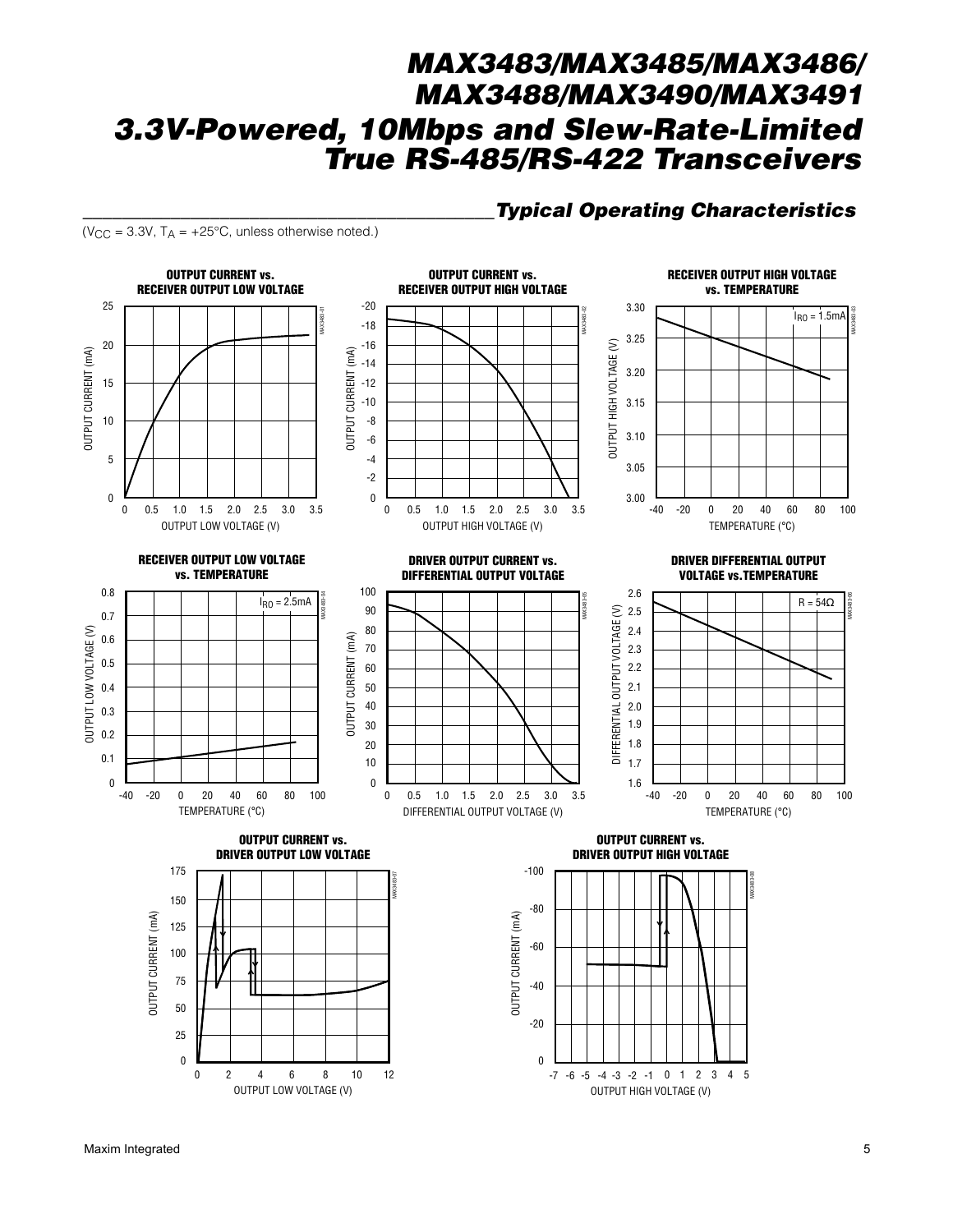## Typical Operating Characteristics

($V_{CC}$ = 3.3V, $T_A$ = +25°C, unless otherwise noted.)

**OUTPUT CURRENT vs. RECEIVER OUTPUT LOW VOLTAGE**

**OUTPUT CURRENT vs. RECEIVER OUTPUT HIGH VOLTAGE**

**RECEIVER OUTPUT HIGH VOLTAGE vs. TEMPERATURE**

**RECEIVER OUTPUT LOW VOLTAGE vs. TEMPERATURE**

**DRIVER OUTPUT CURRENT vs. DIFFERENTIAL OUTPUT VOLTAGE**

**DRIVER DIFFERENTIAL OUTPUT VOLTAGE vs. TEMPERATURE**

**OUTPUT CURRENT vs. DRIVER OUTPUT LOW VOLTAGE**

**OUTPUT CURRENT vs. DRIVER OUTPUT HIGH VOLTAGE**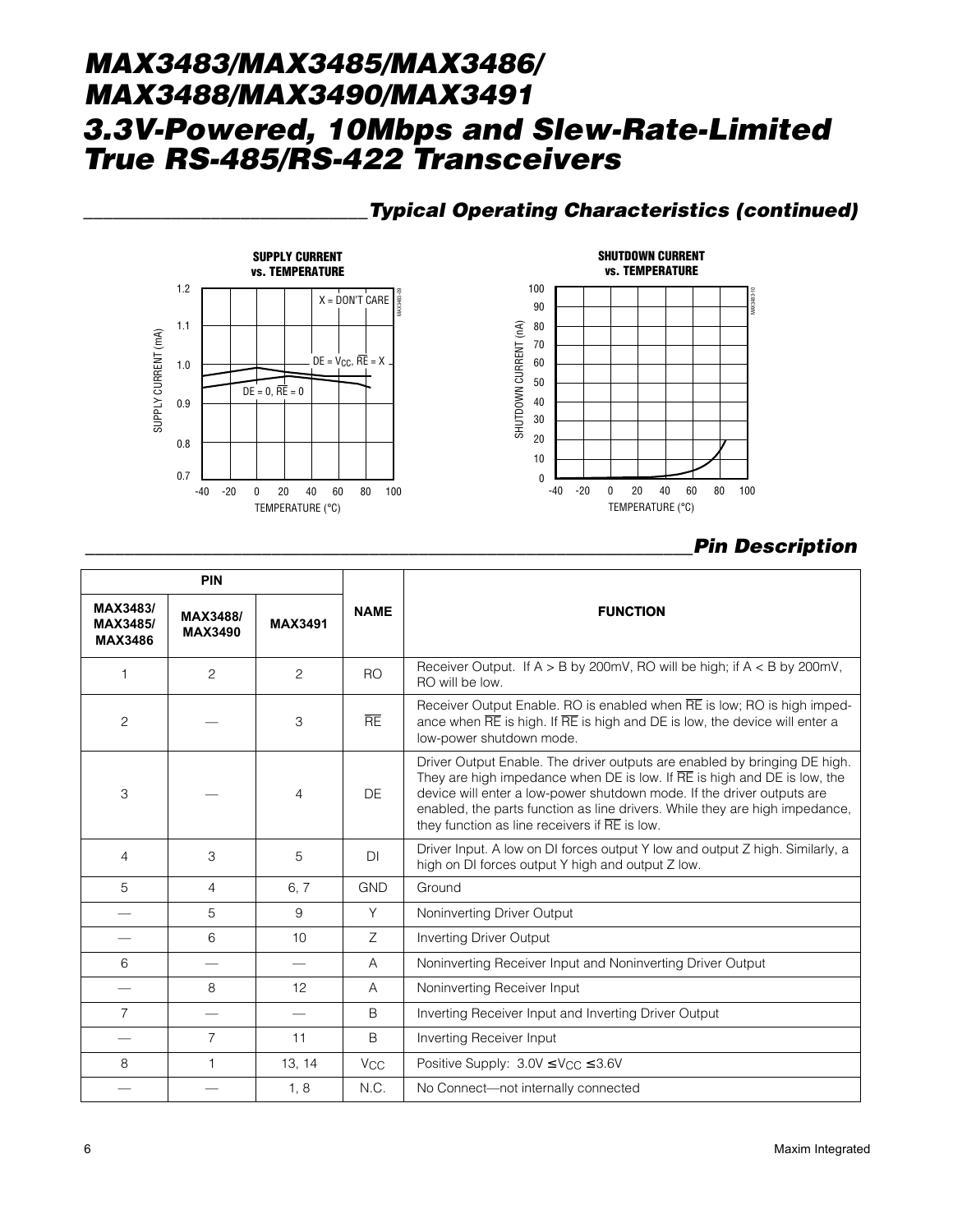## Typical Operating Characteristics (continued)

**SUPPLY CURRENT vs. TEMPERATURE**

**SHUTDOWN CURRENT vs. TEMPERATURE**

## Pin Description

| PIN | | | NAME | FUNCTION |
|---|---|---|---|---|
| MAX3483/ MAX3485/ MAX3486 | MAX3488/ MAX3490 | MAX3491 | | |
| 1 | 2 | 2 | RO | Receiver Output. If A > B by 200mV, RO will be high; if A < B by 200mV, RO will be low. |
| 2 | — | 3 | $\overline{RE}$ | Receiver Output Enable. RO is enabled when $\overline{RE}$ is low; RO is high impedance when $\overline{RE}$ is high. If $\overline{RE}$ is high and DE is low, the device will enter a low-power shutdown mode. |
| 3 | — | 4 | DE | Driver Output Enable. The driver outputs are enabled by bringing DE high. They are high impedance when DE is low. If $\overline{RE}$ is high and DE is low, the device will enter a low-power shutdown mode. If the driver outputs are enabled, the parts function as line drivers. While they are high impedance, they function as line receivers if $\overline{RE}$ is low. |
| 4 | 3 | 5 | DI | Driver Input. A low on DI forces output Y low and output Z high. Similarly, a high on DI forces output Y high and output Z low. |
| 5 | 4 | 6, 7 | GND | Ground |
| — | 5 | 9 | Y | Noninverting Driver Output |
| — | 6 | 10 | Z | Inverting Driver Output |
| 6 | — | — | A | Noninverting Receiver Input and Noninverting Driver Output |
| — | 8 | 12 | A | Noninverting Receiver Input |
| 7 | — | — | B | Inverting Receiver Input and Inverting Driver Output |
| — | 7 | 11 | B | Inverting Receiver Input |
| 8 | 1 | 13, 14 | $V_{CC}$ | Positive Supply: $3.0V \leq V_{CC} \leq 3.6V$ |
| — | — | 1, 8 | N.C. | No Connect—not internally connected |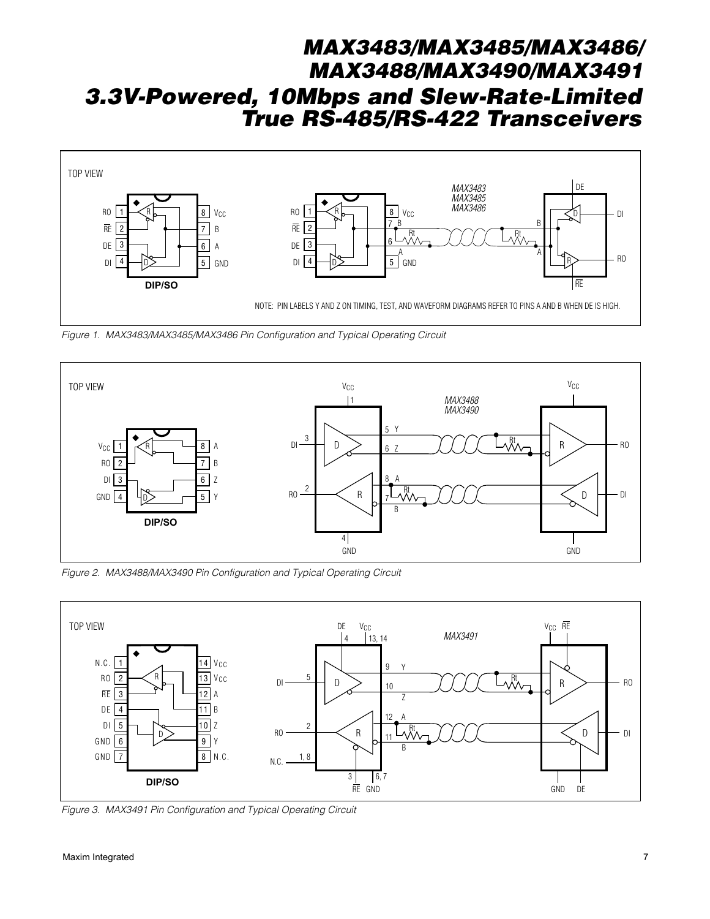Figure 1. MAX3483/MAX3485/MAX3486 Pin Configuration and Typical Operating Circuit

NOTE: PIN LABELS Y AND Z ON TIMING, TEST, AND WAVEFORM DIAGRAMS REFER TO PINS A AND B WHEN DE IS HIGH.

Figure 2. MAX3488/MAX3490 Pin Configuration and Typical Operating Circuit

Figure 3. MAX3491 Pin Configuration and Typical Operating Circuit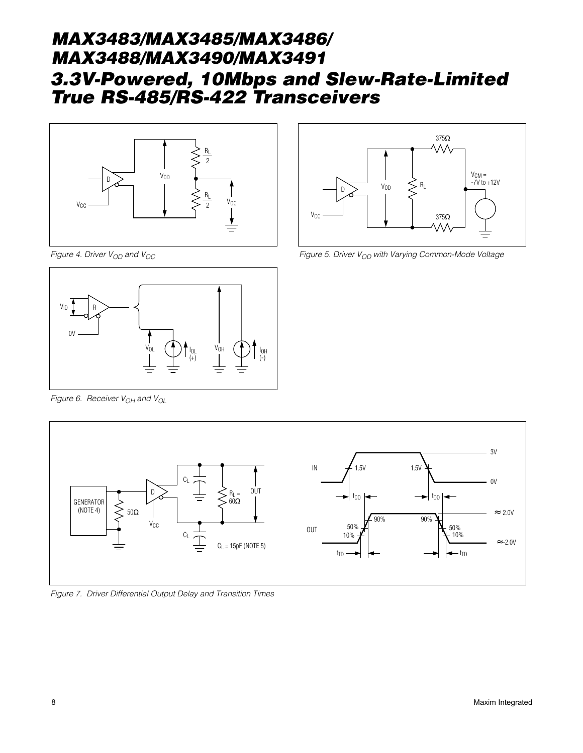Figure 4. Driver $V_{OD}$ and $V_{OC}$

Figure 5. Driver $V_{OD}$ with Varying Common-Mode Voltage

Figure 6. Receiver $V_{OH}$ and $V_{OL}$

Figure 7. Driver Differential Output Delay and Transition Times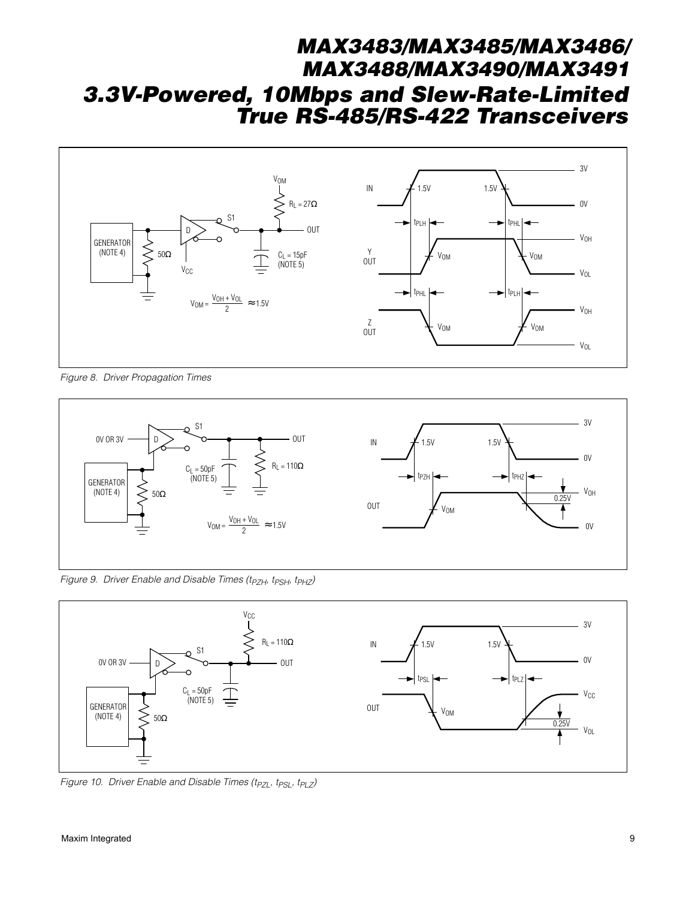Figure 8. Driver Propagation Times

Figure 9. Driver Enable and Disable Times ($t_{PZH}$, $t_{PSH}$, $t_{PHZ}$)

Figure 10. Driver Enable and Disable Times ($t_{PZL}$, $t_{PSL}$, $t_{PLZ}$)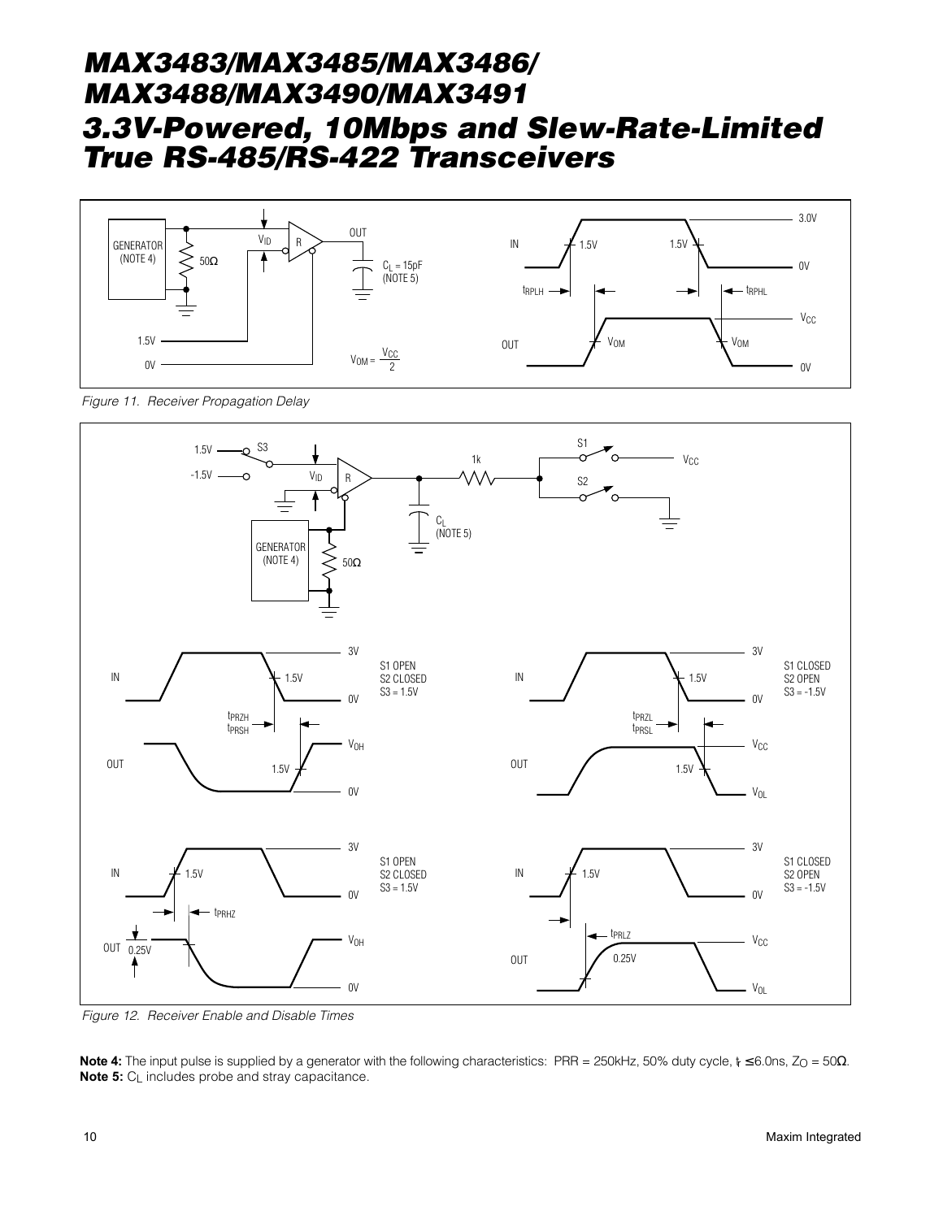Figure 11. Receiver Propagation Delay

Figure 12. Receiver Enable and Disable Times

**Note 4:** The input pulse is supplied by a generator with the following characteristics: PRR = 250kHz, 50% duty cycle, $t_r \leq 6.0ns$, $Z_O = 50\Omega$.
**Note 5:** $C_L$ includes probe and stray capacitance.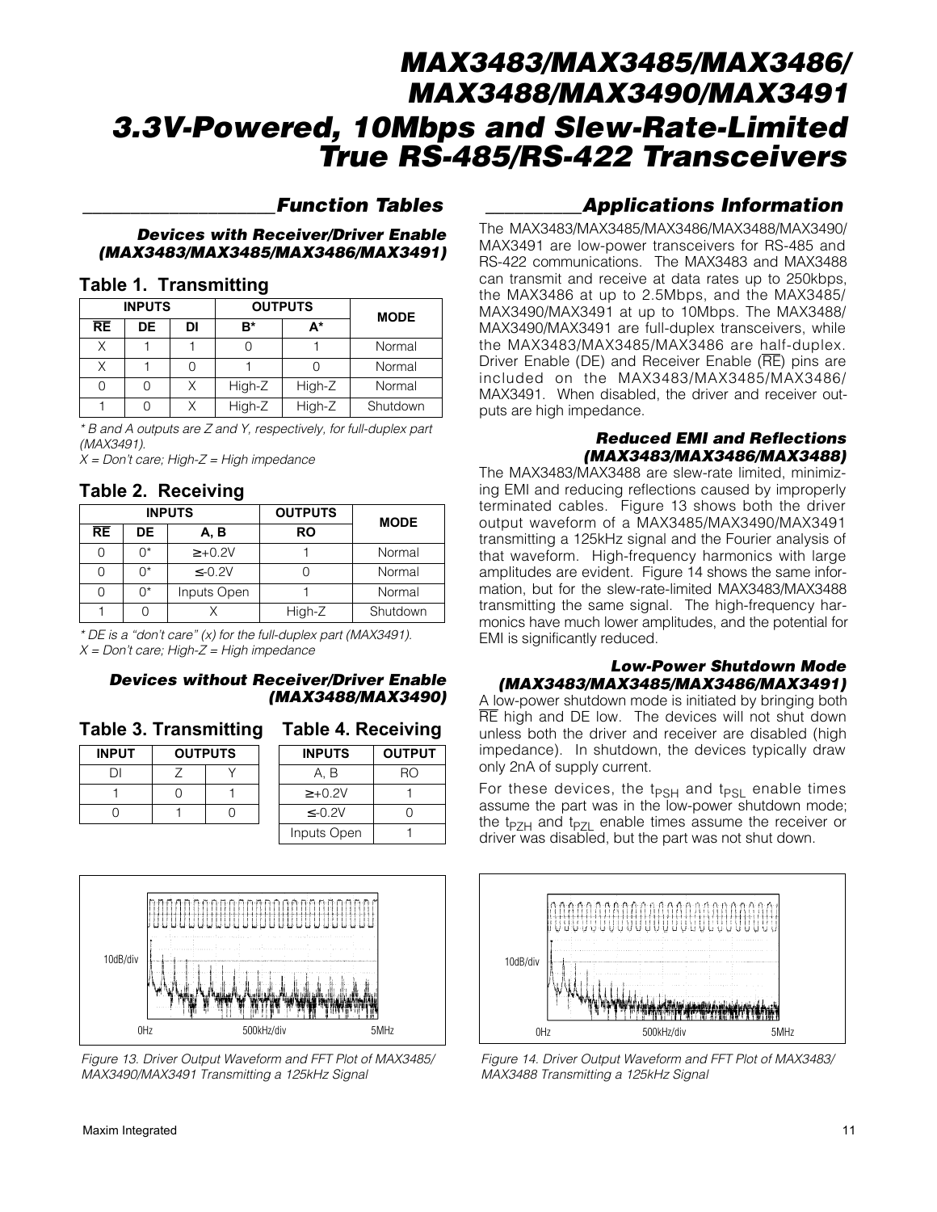## Function Tables

### Devices with Receiver/Driver Enable (MAX3483/MAX3485/MAX3486/MAX3491)

**Table 1. Transmitting**

| INPUTS | | | OUTPUTS | | MODE |
|---|---|---|---|---|---|
| $\overline{RE}$ | DE | DI | B* | A* | |
| X | 1 | 1 | 0 | 1 | Normal |
| X | 1 | 0 | 1 | 0 | Normal |
| 0 | 0 | X | High-Z | High-Z | Normal |
| 1 | 0 | X | High-Z | High-Z | Shutdown |

*\* B and A outputs are Z and Y, respectively, for full-duplex part (MAX3491).*
*X = Don't care; High-Z = High impedance*

**Table 2. Receiving**

| INPUTS | | | OUTPUTS | MODE |
|---|---|---|---|---|
| $\overline{RE}$ | DE | A, B | RO | |
| 0 | 0* | ≥+0.2V | 1 | Normal |
| 0 | 0* | ≤-0.2V | 0 | Normal |
| 0 | 0* | Inputs Open | 1 | Normal |
| 1 | 0 | X | High-Z | Shutdown |

*\* DE is a "don't care" (x) for the full-duplex part (MAX3491).*
*X = Don't care; High-Z = High impedance*

### Devices without Receiver/Driver Enable (MAX3488/MAX3490)

**Table 3. Transmitting**

| INPUT | OUTPUTS | |
|---|---|---|
| DI | Z | Y |
| 1 | 0 | 1 |
| 0 | 1 | 0 |

**Table 4. Receiving**

| INPUTS | OUTPUT |
|---|---|
| A, B | RO |
| ≥+0.2V | 1 |
| ≤-0.2V | 0 |
| Inputs Open | 1 |

Figure 13. Driver Output Waveform and FFT Plot of MAX3485/MAX3490/MAX3491 Transmitting a 125kHz Signal

## Applications Information

The MAX3483/MAX3485/MAX3486/MAX3488/MAX3490/MAX3491 are low-power transceivers for RS-485 and RS-422 communications. The MAX3483 and MAX3488 can transmit and receive at data rates up to 250kbps, the MAX3486 at up to 2.5Mbps, and the MAX3485/MAX3490/MAX3491 at up to 10Mbps. The MAX3488/MAX3490/MAX3491 are full-duplex transceivers, while the MAX3483/MAX3485/MAX3486 are half-duplex. Driver Enable (DE) and Receiver Enable ($\overline{RE}$) pins are included on the MAX3483/MAX3485/MAX3486/MAX3491. When disabled, the driver and receiver outputs are high impedance.

### Reduced EMI and Reflections (MAX3483/MAX3486/MAX3488)

The MAX3483/MAX3488 are slew-rate limited, minimizing EMI and reducing reflections caused by improperly terminated cables. Figure 13 shows both the driver output waveform of a MAX3485/MAX3490/MAX3491 transmitting a 125kHz signal and the Fourier analysis of that waveform. High-frequency harmonics with large amplitudes are evident. Figure 14 shows the same information, but for the slew-rate-limited MAX3483/MAX3488 transmitting the same signal. The high-frequency harmonics have much lower amplitudes, and the potential for EMI is significantly reduced.

### Low-Power Shutdown Mode (MAX3483/MAX3485/MAX3486/MAX3491)

A low-power shutdown mode is initiated by bringing both $\overline{RE}$ high and DE low. The devices will not shut down unless both the driver and receiver are disabled (high impedance). In shutdown, the devices typically draw only 2nA of supply current.

For these devices, the $t_{PSH}$ and $t_{PSL}$ enable times assume the part was in the low-power shutdown mode; the $t_{PZH}$ and $t_{PZL}$ enable times assume the receiver or driver was disabled, but the part was not shut down.

Figure 14. Driver Output Waveform and FFT Plot of MAX3483/MAX3488 Transmitting a 125kHz Signal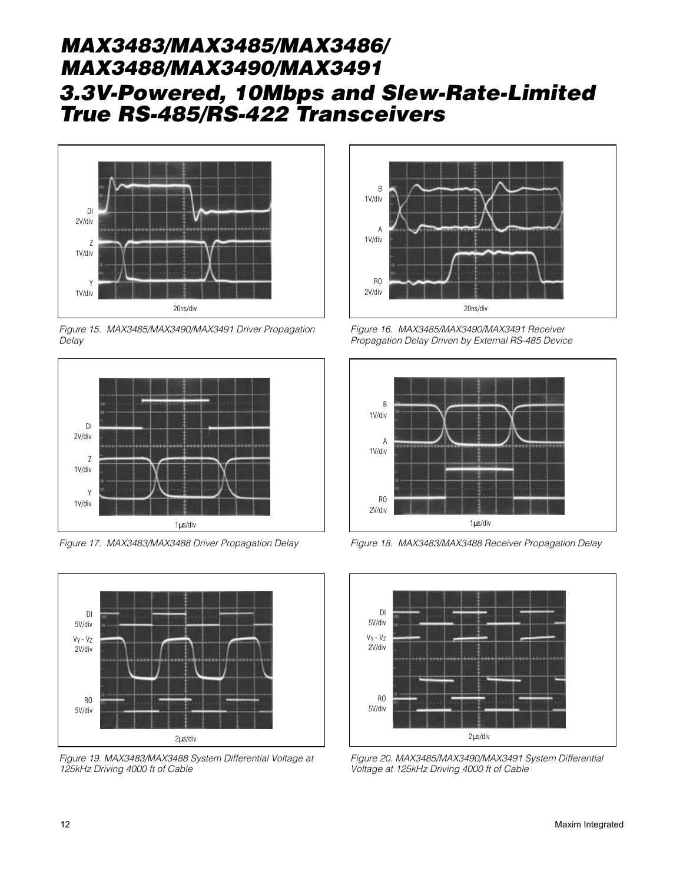DI
2V/div

Z
1V/div

Y
1V/div

20ns/div

*Figure 15. MAX3485/MAX3490/MAX3491 Driver Propagation Delay*

B
1V/div

A
1V/div

RO
2V/div

20ns/div

*Figure 16. MAX3485/MAX3490/MAX3491 Receiver Propagation Delay Driven by External RS-485 Device*

DI
2V/div

Z
1V/div

Y
1V/div

1µs/div

*Figure 17. MAX3483/MAX3488 Driver Propagation Delay*

B
1V/div

A
1V/div

RO
2V/div

1µs/div

*Figure 18. MAX3483/MAX3488 Receiver Propagation Delay*

DI
5V/div

$V_Y - V_Z$
2V/div

RO
5V/div

2µs/div

*Figure 19. MAX3483/MAX3488 System Differential Voltage at 125kHz Driving 4000 ft of Cable*

DI
5V/div

$V_Y - V_Z$
2V/div

RO
5V/div

2µs/div

*Figure 20. MAX3485/MAX3490/MAX3491 System Differential Voltage at 125kHz Driving 4000 ft of Cable*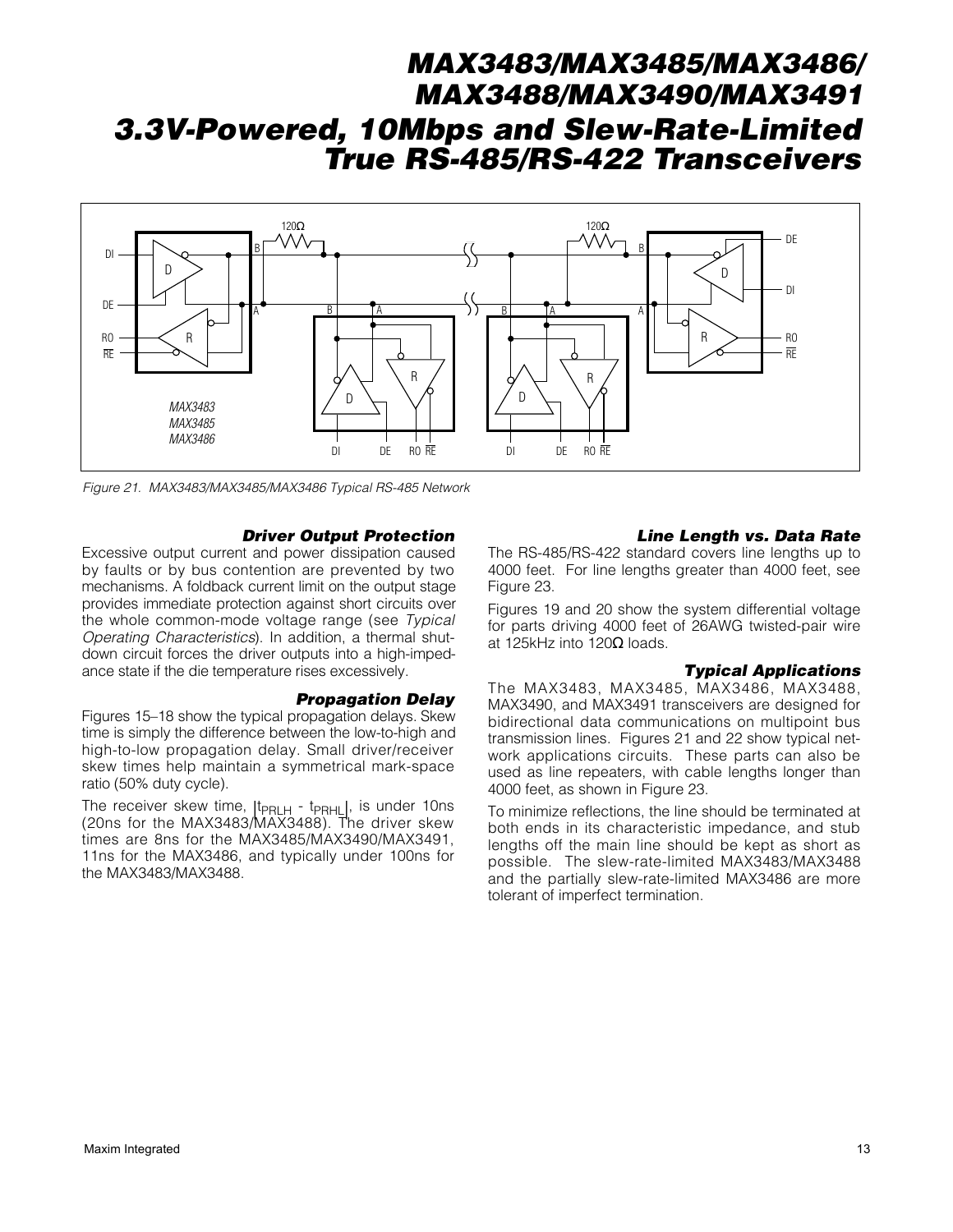Figure 21. MAX3483/MAX3485/MAX3486 Typical RS-485 Network

### Driver Output Protection

Excessive output current and power dissipation caused by faults or by bus contention are prevented by two mechanisms. A foldback current limit on the output stage provides immediate protection against short circuits over the whole common-mode voltage range (see *Typical Operating Characteristics*). In addition, a thermal shutdown circuit forces the driver outputs into a high-impedance state if the die temperature rises excessively.

### Propagation Delay

Figures 15–18 show the typical propagation delays. Skew time is simply the difference between the low-to-high and high-to-low propagation delay. Small driver/receiver skew times help maintain a symmetrical mark-space ratio (50% duty cycle).

The receiver skew time, $|t_{PRLH} - t_{PRHL}|$, is under 10ns (20ns for the MAX3483/MAX3488). The driver skew times are 8ns for the MAX3485/MAX3490/MAX3491, 11ns for the MAX3486, and typically under 100ns for the MAX3483/MAX3488.

### Line Length vs. Data Rate

The RS-485/RS-422 standard covers line lengths up to 4000 feet. For line lengths greater than 4000 feet, see Figure 23.

Figures 19 and 20 show the system differential voltage for parts driving 4000 feet of 26AWG twisted-pair wire at 125kHz into 120Ω loads.

### Typical Applications

The MAX3483, MAX3485, MAX3486, MAX3488, MAX3490, and MAX3491 transceivers are designed for bidirectional data communications on multipoint bus transmission lines. Figures 21 and 22 show typical network applications circuits. These parts can also be used as line repeaters, with cable lengths longer than 4000 feet, as shown in Figure 23.

To minimize reflections, the line should be terminated at both ends in its characteristic impedance, and stub lengths off the main line should be kept as short as possible. The slew-rate-limited MAX3483/MAX3488 and the partially slew-rate-limited MAX3486 are more tolerant of imperfect termination.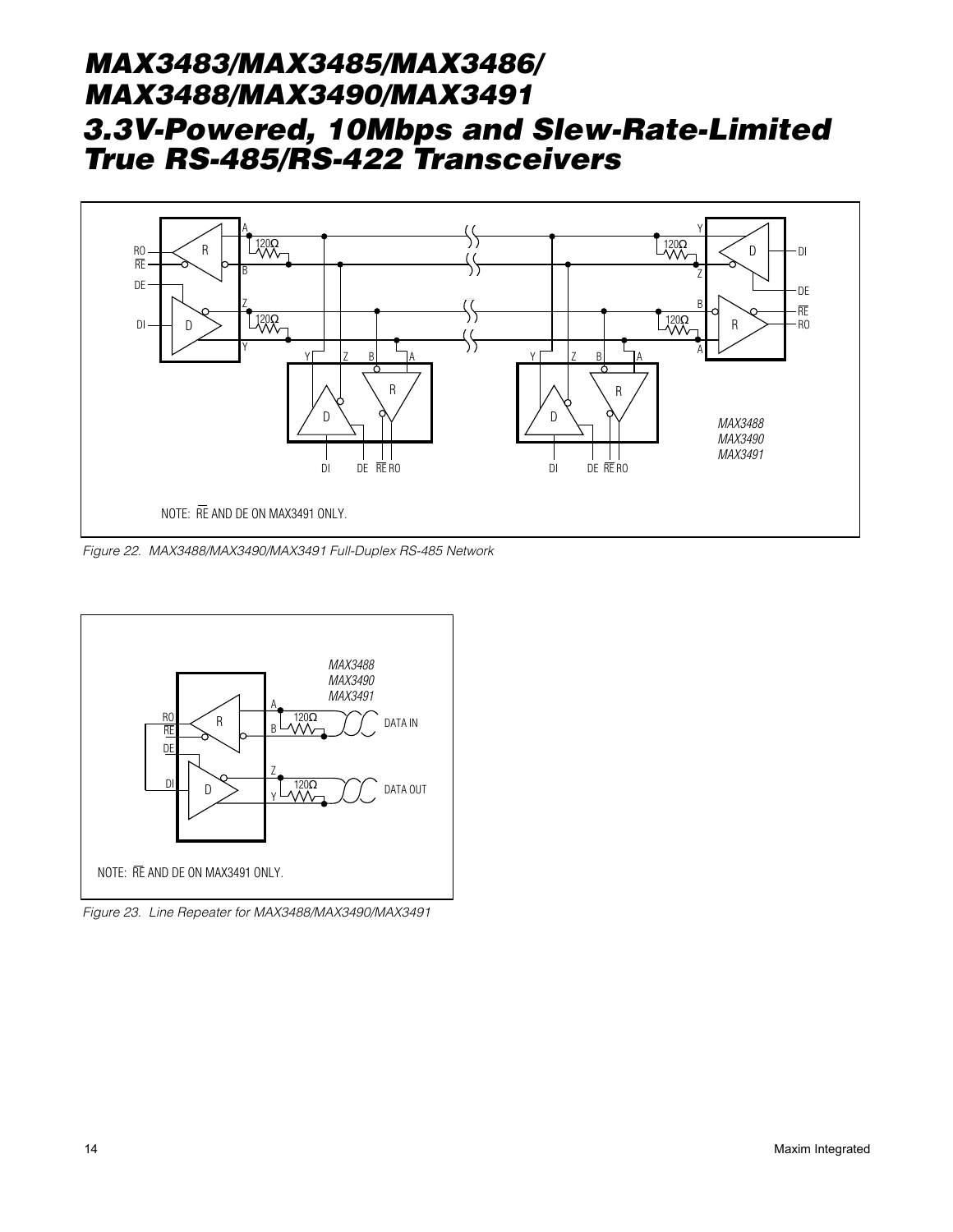NOTE: $\overline{RE}$ AND DE ON MAX3491 ONLY.

*Figure 22. MAX3488/MAX3490/MAX3491 Full-Duplex RS-485 Network*

NOTE: $\overline{RE}$ AND DE ON MAX3491 ONLY.

*Figure 23. Line Repeater for MAX3488/MAX3490/MAX3491*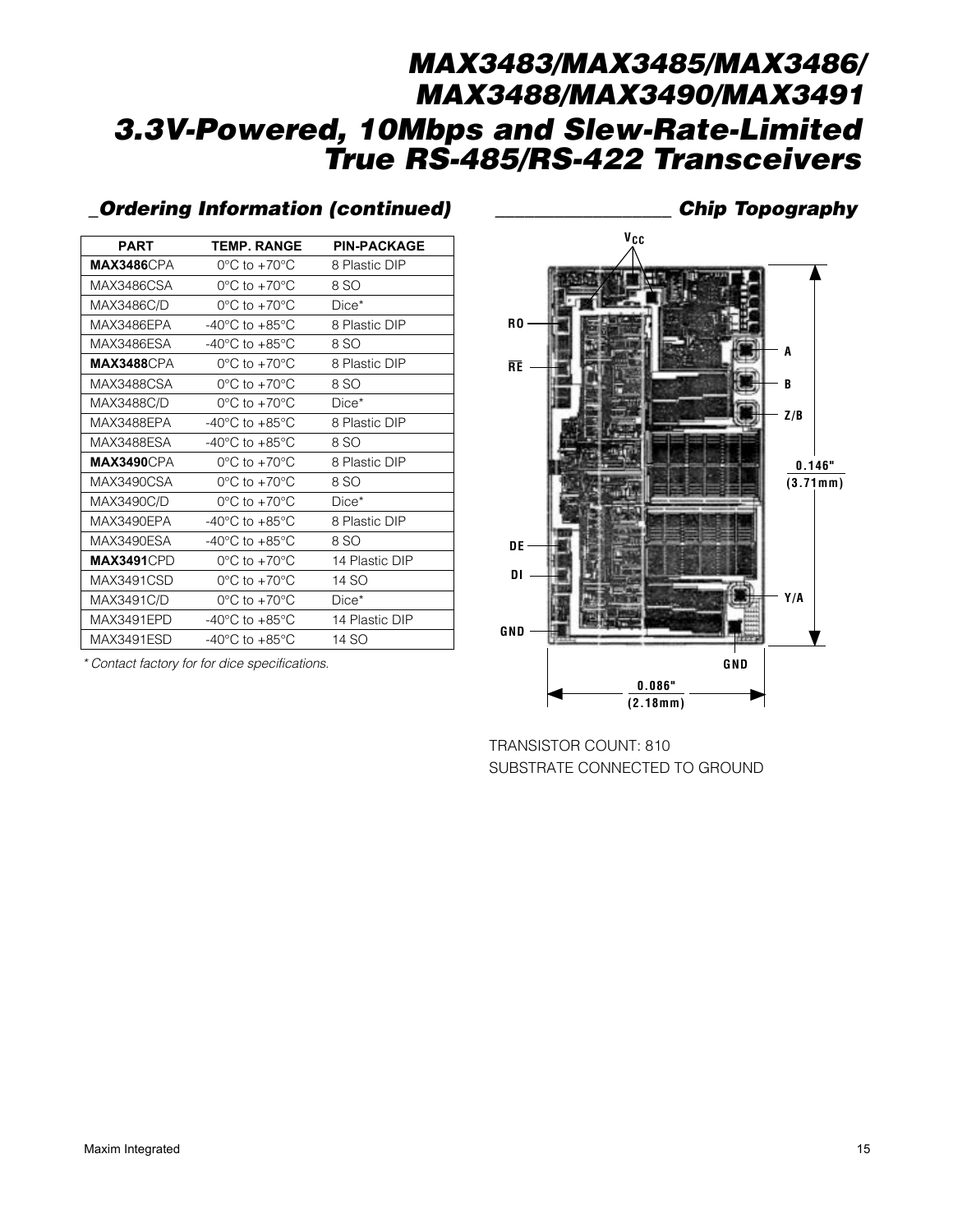## Ordering Information (continued)

| PART | TEMP. RANGE | PIN-PACKAGE |
|---|---|---|
| **MAX3486**CPA | 0°C to +70°C | 8 Plastic DIP |
| MAX3486CSA | 0°C to +70°C | 8 SO |
| MAX3486C/D | 0°C to +70°C | Dice* |
| MAX3486EPA | -40°C to +85°C | 8 Plastic DIP |
| MAX3486ESA | -40°C to +85°C | 8 SO |
| **MAX3488**CPA | 0°C to +70°C | 8 Plastic DIP |
| MAX3488CSA | 0°C to +70°C | 8 SO |
| MAX3488C/D | 0°C to +70°C | Dice* |
| MAX3488EPA | -40°C to +85°C | 8 Plastic DIP |
| MAX3488ESA | -40°C to +85°C | 8 SO |
| **MAX3490**CPA | 0°C to +70°C | 8 Plastic DIP |
| MAX3490CSA | 0°C to +70°C | 8 SO |
| MAX3490C/D | 0°C to +70°C | Dice* |
| MAX3490EPA | -40°C to +85°C | 8 Plastic DIP |
| MAX3490ESA | -40°C to +85°C | 8 SO |
| **MAX3491**CPD | 0°C to +70°C | 14 Plastic DIP |
| MAX3491CSD | 0°C to +70°C | 14 SO |
| MAX3491C/D | 0°C to +70°C | Dice* |
| MAX3491EPD | -40°C to +85°C | 14 Plastic DIP |
| MAX3491ESD | -40°C to +85°C | 14 SO |

*\* Contact factory for for dice specifications.*

## Chip Topography

$V_{CC}$

RO

$\overline{RE}$

DE

DI

GND

A

B

Z/B

Y/A

GND

0.146" (3.71mm)

0.086" (2.18mm)

TRANSISTOR COUNT: 810

SUBSTRATE CONNECTED TO GROUND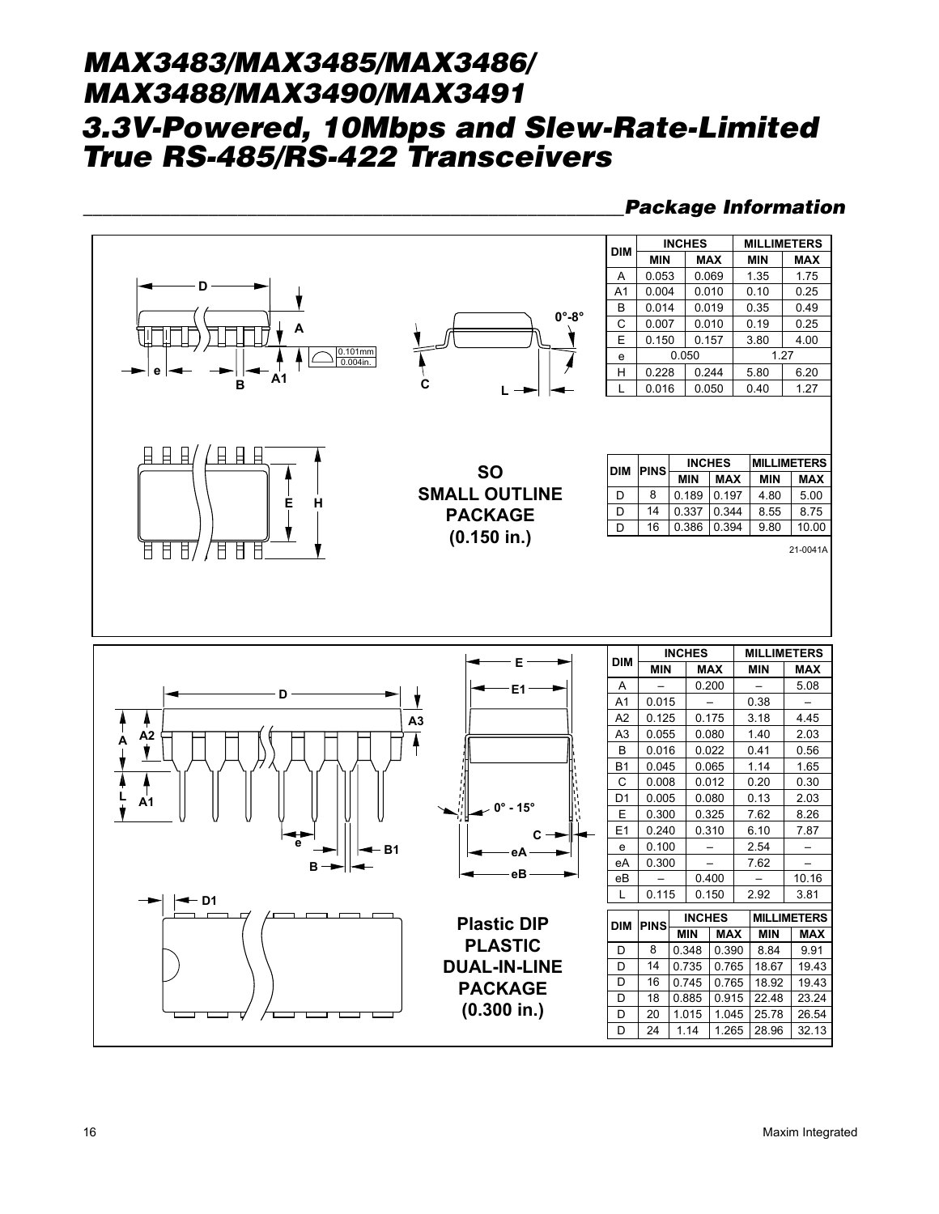## Package Information

**SO SMALL OUTLINE PACKAGE (0.150 in.)**

| DIM | INCHES | | MILLIMETERS | |
|---|---|---|---|---|
| | MIN | MAX | MIN | MAX |
| A | 0.053 | 0.069 | 1.35 | 1.75 |
| A1 | 0.004 | 0.010 | 0.10 | 0.25 |
| B | 0.014 | 0.019 | 0.35 | 0.49 |
| C | 0.007 | 0.010 | 0.19 | 0.25 |
| E | 0.150 | 0.157 | 3.80 | 4.00 |
| e | 0.050 | | 1.27 | |
| H | 0.228 | 0.244 | 5.80 | 6.20 |
| L | 0.016 | 0.050 | 0.40 | 1.27 |

| DIM | PINS | INCHES | | MILLIMETERS | |
|---|---|---|---|---|---|
| | | MIN | MAX | MIN | MAX |
| D | 8 | 0.189 | 0.197 | 4.80 | 5.00 |
| D | 14 | 0.337 | 0.344 | 8.55 | 8.75 |
| D | 16 | 0.386 | 0.394 | 9.80 | 10.00 |

0°-8°

0.101mm 0.004in.

21-0041A

**Plastic DIP PLASTIC DUAL-IN-LINE PACKAGE (0.300 in.)**

| DIM | INCHES | | MILLIMETERS | |
|---|---|---|---|---|
| | MIN | MAX | MIN | MAX |
| A | – | 0.200 | – | 5.08 |
| A1 | 0.015 | – | 0.38 | – |
| A2 | 0.125 | 0.175 | 3.18 | 4.45 |
| A3 | 0.055 | 0.080 | 1.40 | 2.03 |
| B | 0.016 | 0.022 | 0.41 | 0.56 |
| B1 | 0.045 | 0.065 | 1.14 | 1.65 |
| C | 0.008 | 0.012 | 0.20 | 0.30 |
| D1 | 0.005 | 0.080 | 0.13 | 2.03 |
| E | 0.300 | 0.325 | 7.62 | 8.26 |
| E1 | 0.240 | 0.310 | 6.10 | 7.87 |
| e | 0.100 | – | 2.54 | – |
| eA | 0.300 | – | 7.62 | – |
| eB | – | 0.400 | – | 10.16 |
| L | 0.115 | 0.150 | 2.92 | 3.81 |

| DIM | PINS | INCHES | | MILLIMETERS | |
|---|---|---|---|---|---|
| | | MIN | MAX | MIN | MAX |
| D | 8 | 0.348 | 0.390 | 8.84 | 9.91 |
| D | 14 | 0.735 | 0.765 | 18.67 | 19.43 |
| D | 16 | 0.745 | 0.765 | 18.92 | 19.43 |
| D | 18 | 0.885 | 0.915 | 22.48 | 23.24 |
| D | 20 | 1.015 | 1.045 | 25.78 | 26.54 |
| D | 24 | 1.14 | 1.265 | 28.96 | 32.13 |

0° - 15°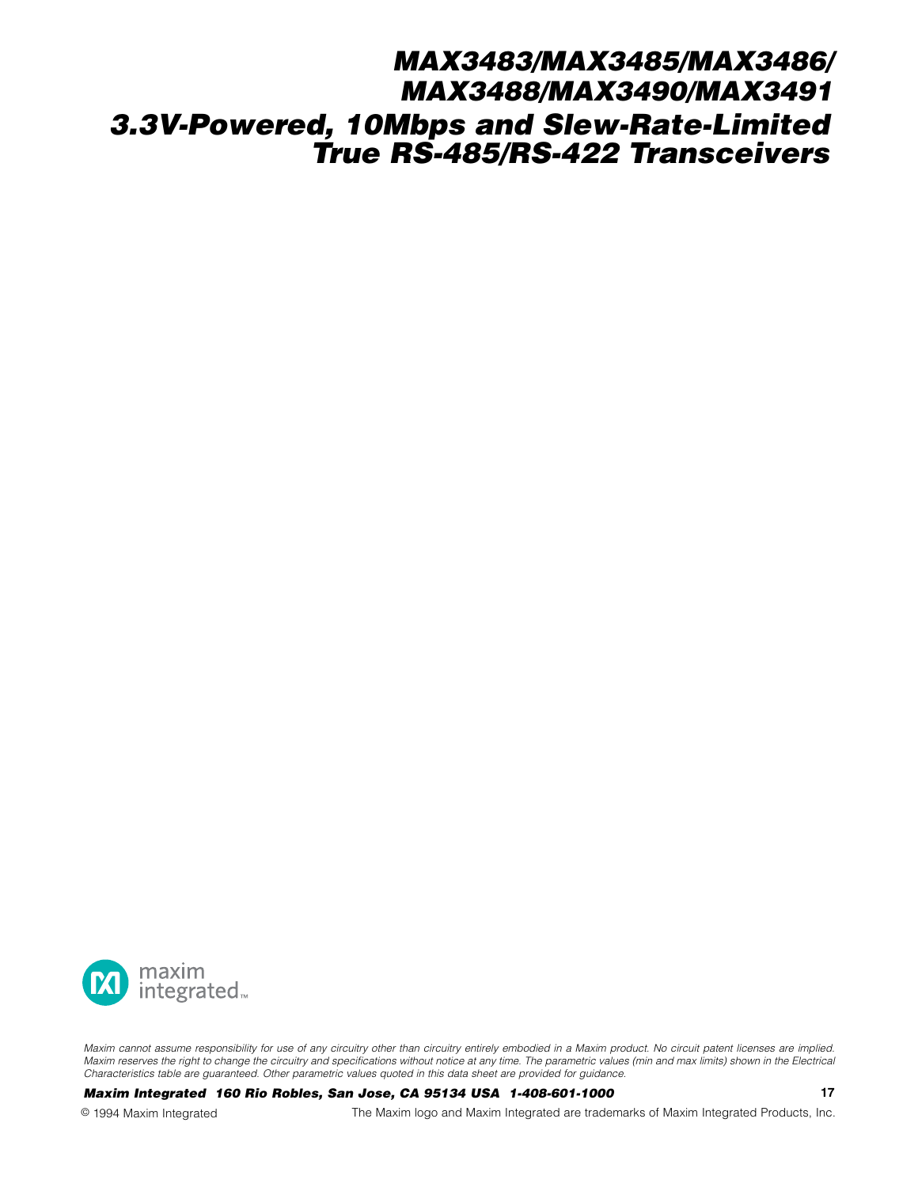Maxim cannot assume responsibility for use of any circuitry other than circuitry entirely embodied in a Maxim product. No circuit patent licenses are implied. Maxim reserves the right to change the circuitry and specifications without notice at any time. The parametric values (min and max limits) shown in the Electrical Characteristics table are guaranteed. Other parametric values quoted in this data sheet are provided for guidance.

***Maxim Integrated 160 Rio Robles, San Jose, CA 95134 USA 1-408-601-1000***

© 1994 Maxim Integrated

The Maxim logo and Maxim Integrated are trademarks of Maxim Integrated Products, Inc.